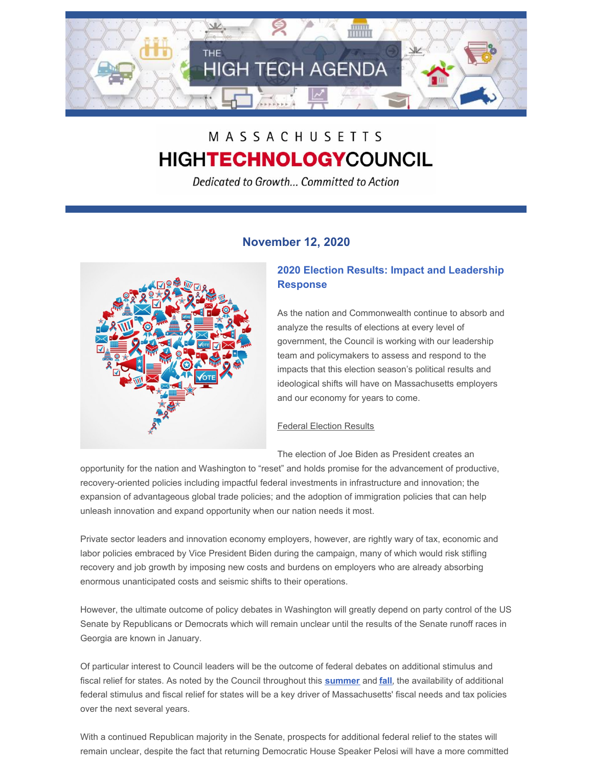# THE HIGH TECH AGENDA

MASSACHUSETTS
**HIGHTECHNOLOGYCOUNCIL**
*Dedicated to Growth... Committed to Action*

### November 12, 2020

## 2020 Election Results: Impact and Leadership Response

As the nation and Commonwealth continue to absorb and analyze the results of elections at every level of government, the Council is working with our leadership team and policymakers to assess and respond to the impacts that this election season's political results and ideological shifts will have on Massachusetts employers and our economy for years to come.

Federal Election Results

The election of Joe Biden as President creates an opportunity for the nation and Washington to "reset" and holds promise for the advancement of productive, recovery-oriented policies including impactful federal investments in infrastructure and innovation; the expansion of advantageous global trade policies; and the adoption of immigration policies that can help unleash innovation and expand opportunity when our nation needs it most.

Private sector leaders and innovation economy employers, however, are rightly wary of tax, economic and labor policies embraced by Vice President Biden during the campaign, many of which would risk stifling recovery and job growth by imposing new costs and burdens on employers who are already absorbing enormous unanticipated costs and seismic shifts to their operations.

However, the ultimate outcome of policy debates in Washington will greatly depend on party control of the US Senate by Republicans or Democrats which will remain unclear until the results of the Senate runoff races in Georgia are known in January.

Of particular interest to Council leaders will be the outcome of federal debates on additional stimulus and fiscal relief for states. As noted by the Council throughout this **summer** and **fall**, the availability of additional federal stimulus and fiscal relief for states will be a key driver of Massachusetts' fiscal needs and tax policies over the next several years.

With a continued Republican majority in the Senate, prospects for additional federal relief to the states will remain unclear, despite the fact that returning Democratic House Speaker Pelosi will have a more committed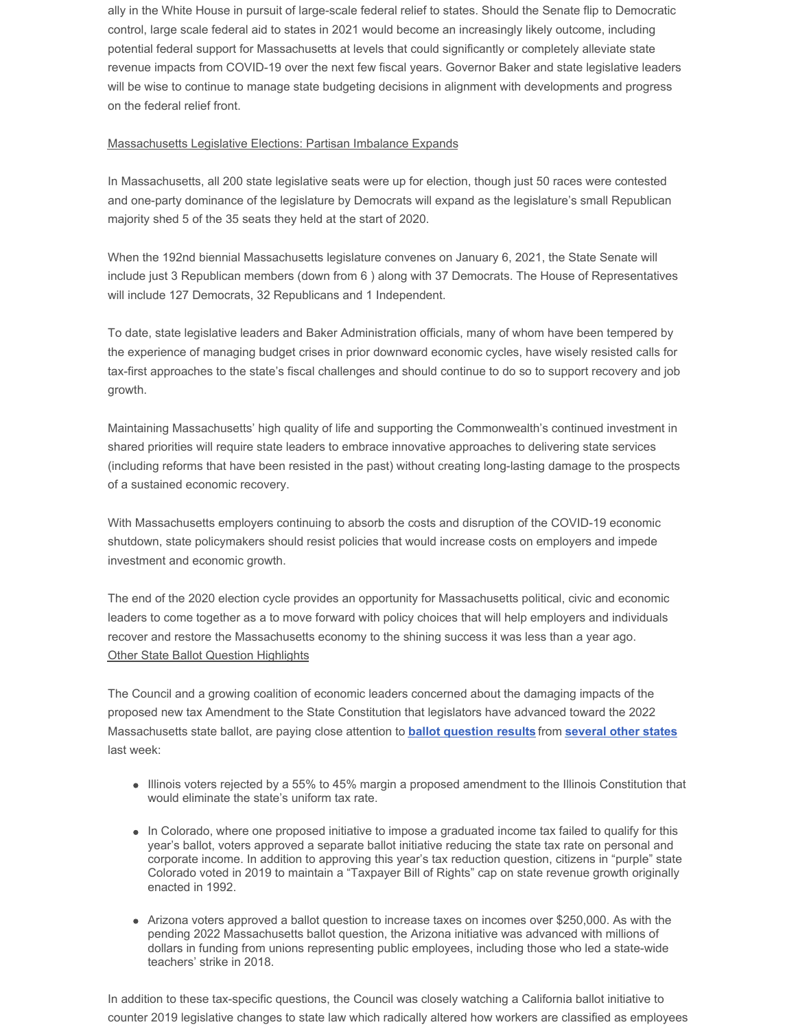ally in the White House in pursuit of large-scale federal relief to states. Should the Senate flip to Democratic control, large scale federal aid to states in 2021 would become an increasingly likely outcome, including potential federal support for Massachusetts at levels that could significantly or completely alleviate state revenue impacts from COVID-19 over the next few fiscal years. Governor Baker and state legislative leaders will be wise to continue to manage state budgeting decisions in alignment with developments and progress on the federal relief front.

## Massachusetts Legislative Elections: Partisan Imbalance Expands

In Massachusetts, all 200 state legislative seats were up for election, though just 50 races were contested and one-party dominance of the legislature by Democrats will expand as the legislature's small Republican majority shed 5 of the 35 seats they held at the start of 2020.

When the 192nd biennial Massachusetts legislature convenes on January 6, 2021, the State Senate will include just 3 Republican members (down from 6 ) along with 37 Democrats. The House of Representatives will include 127 Democrats, 32 Republicans and 1 Independent.

To date, state legislative leaders and Baker Administration officials, many of whom have been tempered by the experience of managing budget crises in prior downward economic cycles, have wisely resisted calls for tax-first approaches to the state's fiscal challenges and should continue to do so to support recovery and job growth.

Maintaining Massachusetts' high quality of life and supporting the Commonwealth's continued investment in shared priorities will require state leaders to embrace innovative approaches to delivering state services (including reforms that have been resisted in the past) without creating long-lasting damage to the prospects of a sustained economic recovery.

With Massachusetts employers continuing to absorb the costs and disruption of the COVID-19 economic shutdown, state policymakers should resist policies that would increase costs on employers and impede investment and economic growth.

The end of the 2020 election cycle provides an opportunity for Massachusetts political, civic and economic leaders to come together as a to move forward with policy choices that will help employers and individuals recover and restore the Massachusetts economy to the shining success it was less than a year ago.

## Other State Ballot Question Highlights

The Council and a growing coalition of economic leaders concerned about the damaging impacts of the proposed new tax Amendment to the State Constitution that legislators have advanced toward the 2022 Massachusetts state ballot, are paying close attention to **ballot question results** from **several other states** last week:

- Illinois voters rejected by a 55% to 45% margin a proposed amendment to the Illinois Constitution that would eliminate the state's uniform tax rate.
- In Colorado, where one proposed initiative to impose a graduated income tax failed to qualify for this year's ballot, voters approved a separate ballot initiative reducing the state tax rate on personal and corporate income. In addition to approving this year's tax reduction question, citizens in "purple" state Colorado voted in 2019 to maintain a "Taxpayer Bill of Rights" cap on state revenue growth originally enacted in 1992.
- Arizona voters approved a ballot question to increase taxes on incomes over $250,000. As with the pending 2022 Massachusetts ballot question, the Arizona initiative was advanced with millions of dollars in funding from unions representing public employees, including those who led a state-wide teachers' strike in 2018.

In addition to these tax-specific questions, the Council was closely watching a California ballot initiative to counter 2019 legislative changes to state law which radically altered how workers are classified as employees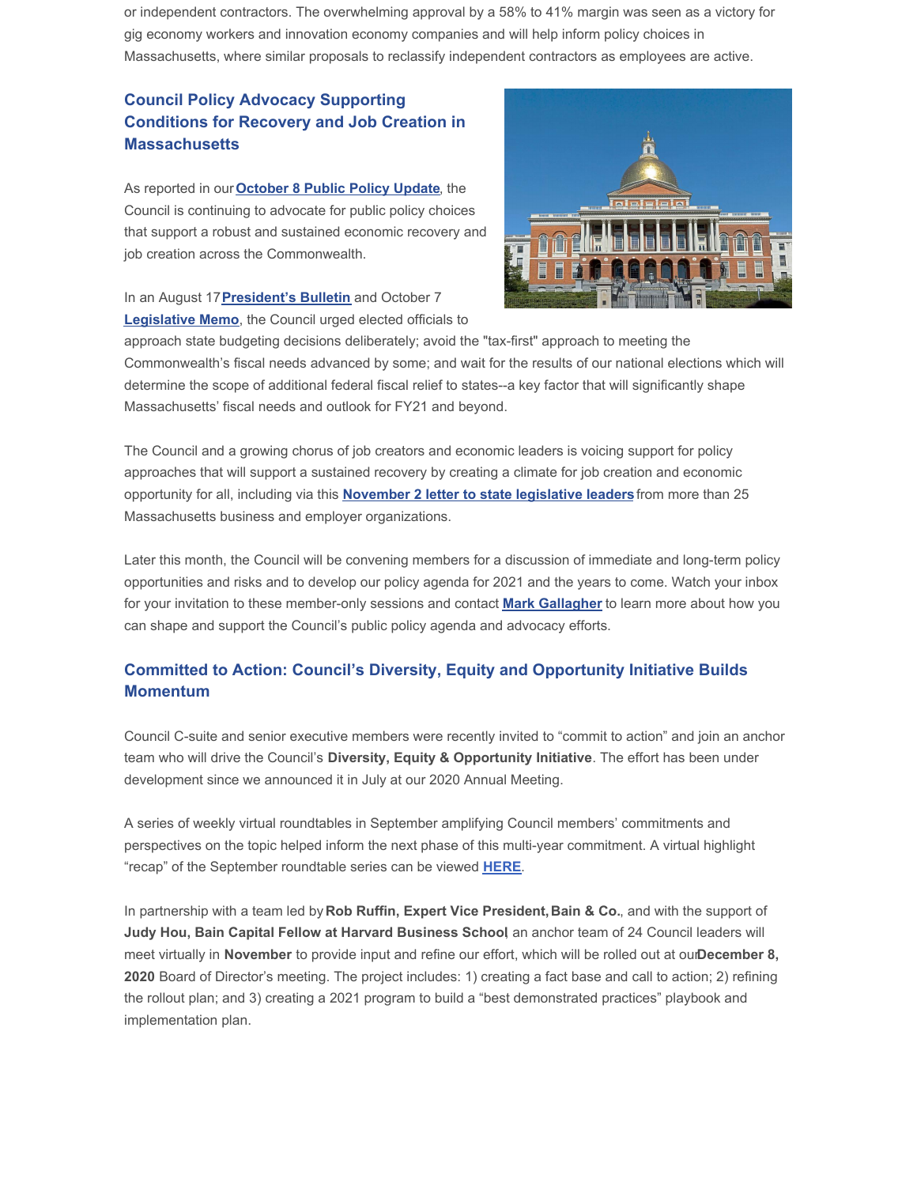or independent contractors. The overwhelming approval by a 58% to 41% margin was seen as a victory for gig economy workers and innovation economy companies and will help inform policy choices in Massachusetts, where similar proposals to reclassify independent contractors as employees are active.

## Council Policy Advocacy Supporting Conditions for Recovery and Job Creation in Massachusetts

As reported in our **October 8 Public Policy Update**, the Council is continuing to advocate for public policy choices that support a robust and sustained economic recovery and job creation across the Commonwealth.

In an August 17 **President's Bulletin** and October 7 **Legislative Memo**, the Council urged elected officials to approach state budgeting decisions deliberately; avoid the "tax-first" approach to meeting the Commonwealth's fiscal needs advanced by some; and wait for the results of our national elections which will determine the scope of additional federal fiscal relief to states--a key factor that will significantly shape Massachusetts' fiscal needs and outlook for FY21 and beyond.

The Council and a growing chorus of job creators and economic leaders is voicing support for policy approaches that will support a sustained recovery by creating a climate for job creation and economic opportunity for all, including via this **November 2 letter to state legislative leaders** from more than 25 Massachusetts business and employer organizations.

Later this month, the Council will be convening members for a discussion of immediate and long-term policy opportunities and risks and to develop our policy agenda for 2021 and the years to come. Watch your inbox for your invitation to these member-only sessions and contact **Mark Gallagher** to learn more about how you can shape and support the Council's public policy agenda and advocacy efforts.

## Committed to Action: Council's Diversity, Equity and Opportunity Initiative Builds Momentum

Council C-suite and senior executive members were recently invited to "commit to action" and join an anchor team who will drive the Council's **Diversity, Equity & Opportunity Initiative**. The effort has been under development since we announced it in July at our 2020 Annual Meeting.

A series of weekly virtual roundtables in September amplifying Council members' commitments and perspectives on the topic helped inform the next phase of this multi-year commitment. A virtual highlight "recap" of the September roundtable series can be viewed **HERE**.

In partnership with a team led by **Rob Ruffin, Expert Vice President, Bain & Co.**, and with the support of **Judy Hou, Bain Capital Fellow at Harvard Business School**, an anchor team of 24 Council leaders will meet virtually in **November** to provide input and refine our effort, which will be rolled out at our **December 8, 2020** Board of Director's meeting. The project includes: 1) creating a fact base and call to action; 2) refining the rollout plan; and 3) creating a 2021 program to build a "best demonstrated practices" playbook and implementation plan.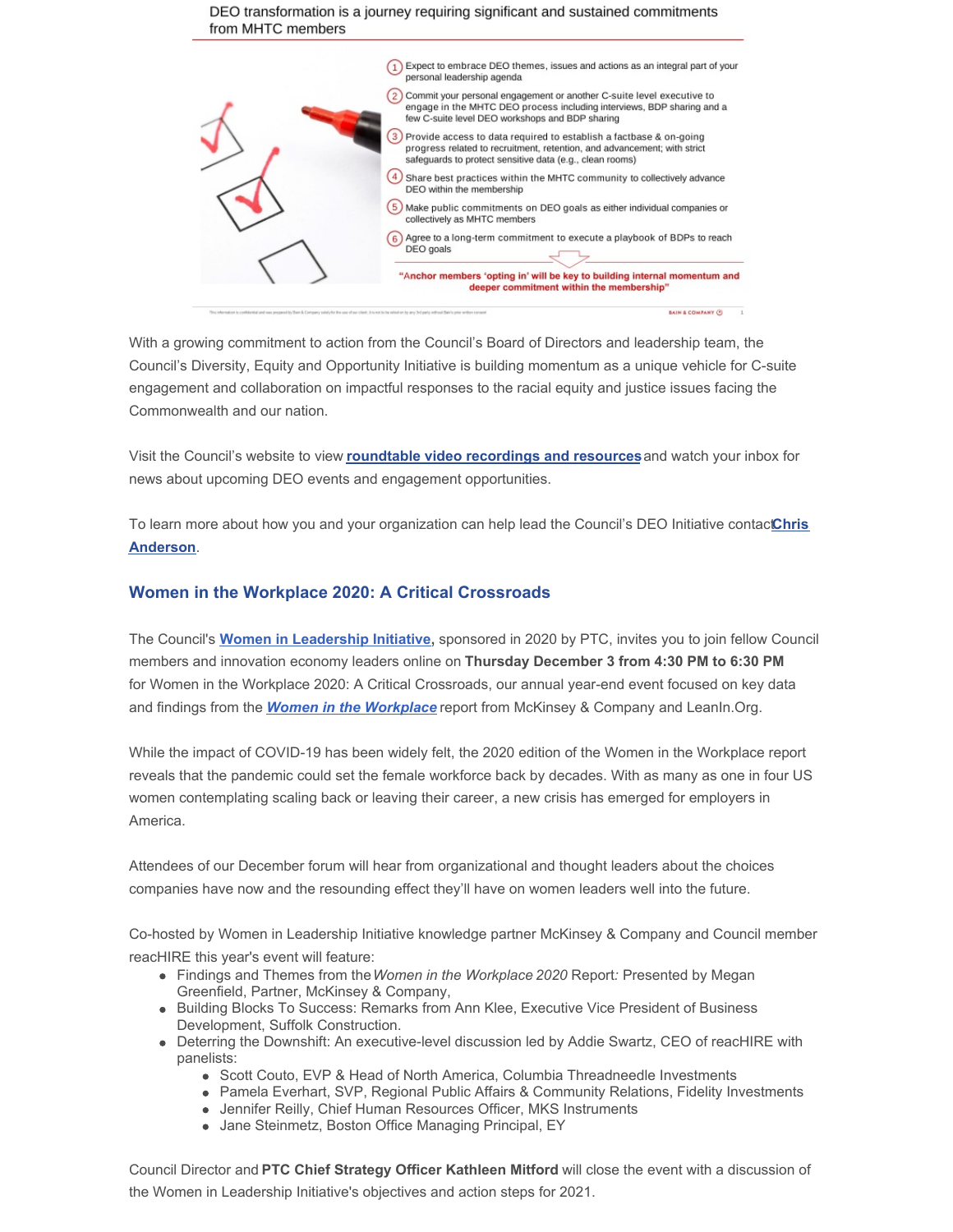DEO transformation is a journey requiring significant and sustained commitments from MHTC members

1. Expect to embrace DEO themes, issues and actions as an integral part of your personal leadership agenda
2. Commit your personal engagement or another C-suite level executive to engage in the MHTC DEO process including interviews, BDP sharing and a few C-suite level DEO workshops and BDP sharing
3. Provide access to data required to establish a factbase & on-going progress related to recruitment, retention, and advancement; with strict safeguards to protect sensitive data (e.g., clean rooms)
4. Share best practices within the MHTC community to collectively advance DEO within the membership
5. Make public commitments on DEO goals as either individual companies or collectively as MHTC members
6. Agree to a long-term commitment to execute a playbook of BDPs to reach DEO goals

**"Anchor members 'opting in' will be key to building internal momentum and deeper commitment within the membership"**

With a growing commitment to action from the Council's Board of Directors and leadership team, the Council's Diversity, Equity and Opportunity Initiative is building momentum as a unique vehicle for C-suite engagement and collaboration on impactful responses to the racial equity and justice issues facing the Commonwealth and our nation.

Visit the Council's website to view **roundtable video recordings and resources** and watch your inbox for news about upcoming DEO events and engagement opportunities.

To learn more about how you and your organization can help lead the Council's DEO Initiative contact **Chris Anderson**.

## Women in the Workplace 2020: A Critical Crossroads

The Council's **Women in Leadership Initiative**, sponsored in 2020 by PTC, invites you to join fellow Council members and innovation economy leaders online on **Thursday December 3 from 4:30 PM to 6:30 PM** for Women in the Workplace 2020: A Critical Crossroads, our annual year-end event focused on key data and findings from the ***Women in the Workplace*** report from McKinsey & Company and LeanIn.Org.

While the impact of COVID-19 has been widely felt, the 2020 edition of the Women in the Workplace report reveals that the pandemic could set the female workforce back by decades. With as many as one in four US women contemplating scaling back or leaving their career, a new crisis has emerged for employers in America.

Attendees of our December forum will hear from organizational and thought leaders about the choices companies have now and the resounding effect they'll have on women leaders well into the future.

Co-hosted by Women in Leadership Initiative knowledge partner McKinsey & Company and Council member reacHIRE this year's event will feature:

- Findings and Themes from the *Women in the Workplace 2020* Report*:* Presented by Megan Greenfield, Partner, McKinsey & Company,
- Building Blocks To Success: Remarks from Ann Klee, Executive Vice President of Business Development, Suffolk Construction.
- Deterring the Downshift: An executive-level discussion led by Addie Swartz, CEO of reacHIRE with panelists:
  - Scott Couto, EVP & Head of North America, Columbia Threadneedle Investments
  - Pamela Everhart, SVP, Regional Public Affairs & Community Relations, Fidelity Investments
  - Jennifer Reilly, Chief Human Resources Officer, MKS Instruments
  - Jane Steinmetz, Boston Office Managing Principal, EY

Council Director and **PTC Chief Strategy Officer Kathleen Mitford** will close the event with a discussion of the Women in Leadership Initiative's objectives and action steps for 2021.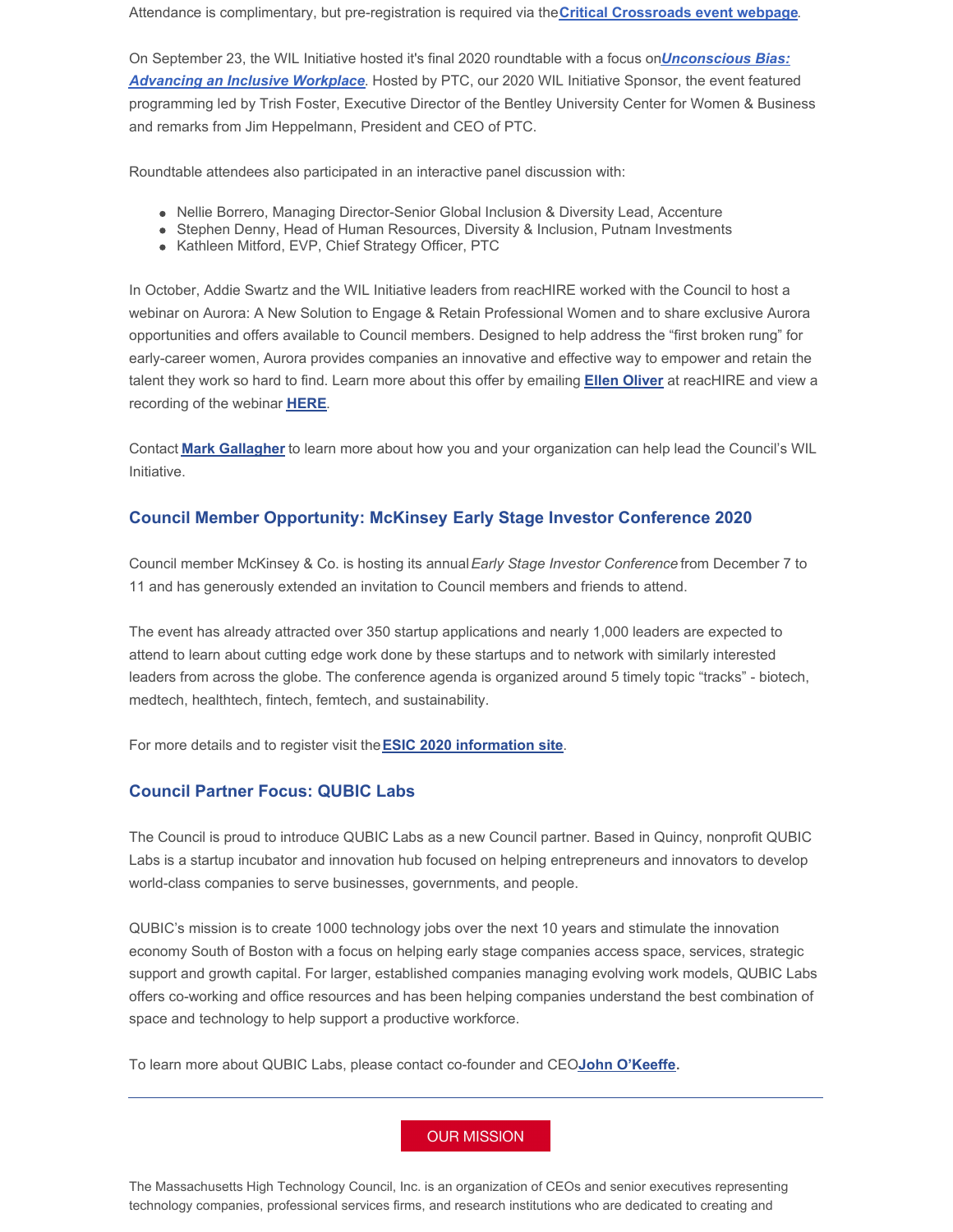Attendance is complimentary, but pre-registration is required via the **Critical Crossroads event webpage**.

On September 23, the WIL Initiative hosted it's final 2020 roundtable with a focus on ***Unconscious Bias: Advancing an Inclusive Workplace***. Hosted by PTC, our 2020 WIL Initiative Sponsor, the event featured programming led by Trish Foster, Executive Director of the Bentley University Center for Women & Business and remarks from Jim Heppelmann, President and CEO of PTC.

Roundtable attendees also participated in an interactive panel discussion with:

- Nellie Borrero, Managing Director-Senior Global Inclusion & Diversity Lead, Accenture
- Stephen Denny, Head of Human Resources, Diversity & Inclusion, Putnam Investments
- Kathleen Mitford, EVP, Chief Strategy Officer, PTC

In October, Addie Swartz and the WIL Initiative leaders from reacHIRE worked with the Council to host a webinar on Aurora: A New Solution to Engage & Retain Professional Women and to share exclusive Aurora opportunities and offers available to Council members. Designed to help address the "first broken rung" for early-career women, Aurora provides companies an innovative and effective way to empower and retain the talent they work so hard to find. Learn more about this offer by emailing **Ellen Oliver** at reacHIRE and view a recording of the webinar **HERE**.

Contact **Mark Gallagher** to learn more about how you and your organization can help lead the Council's WIL Initiative.

## Council Member Opportunity: McKinsey Early Stage Investor Conference 2020

Council member McKinsey & Co. is hosting its annual *Early Stage Investor Conference* from December 7 to 11 and has generously extended an invitation to Council members and friends to attend.

The event has already attracted over 350 startup applications and nearly 1,000 leaders are expected to attend to learn about cutting edge work done by these startups and to network with similarly interested leaders from across the globe. The conference agenda is organized around 5 timely topic "tracks" - biotech, medtech, healthtech, fintech, femtech, and sustainability.

For more details and to register visit the **ESIC 2020 information site**.

## Council Partner Focus: QUBIC Labs

The Council is proud to introduce QUBIC Labs as a new Council partner. Based in Quincy, nonprofit QUBIC Labs is a startup incubator and innovation hub focused on helping entrepreneurs and innovators to develop world-class companies to serve businesses, governments, and people.

QUBIC's mission is to create 1000 technology jobs over the next 10 years and stimulate the innovation economy South of Boston with a focus on helping early stage companies access space, services, strategic support and growth capital. For larger, established companies managing evolving work models, QUBIC Labs offers co-working and office resources and has been helping companies understand the best combination of space and technology to help support a productive workforce.

To learn more about QUBIC Labs, please contact co-founder and CEO **John O'Keeffe.**

---

OUR MISSION

The Massachusetts High Technology Council, Inc. is an organization of CEOs and senior executives representing technology companies, professional services firms, and research institutions who are dedicated to creating and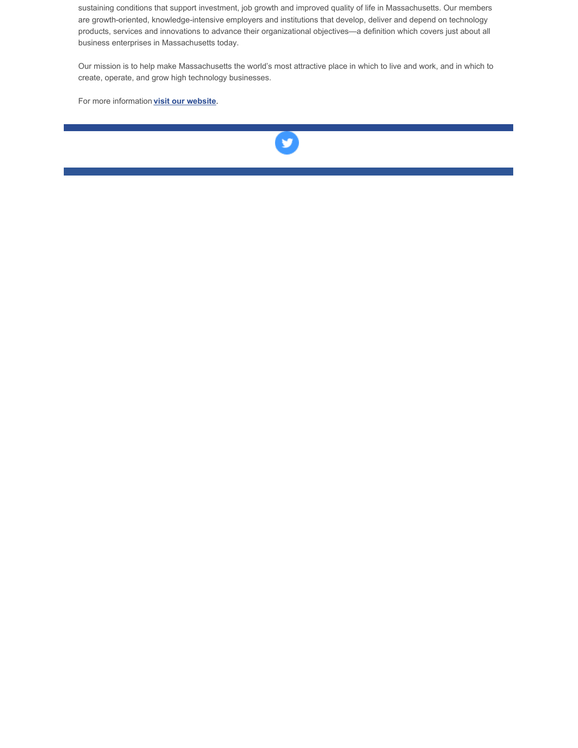sustaining conditions that support investment, job growth and improved quality of life in Massachusetts. Our members are growth-oriented, knowledge-intensive employers and institutions that develop, deliver and depend on technology products, services and innovations to advance their organizational objectives—a definition which covers just about all business enterprises in Massachusetts today.

Our mission is to help make Massachusetts the world's most attractive place in which to live and work, and in which to create, operate, and grow high technology businesses.

For more information **visit our website**.